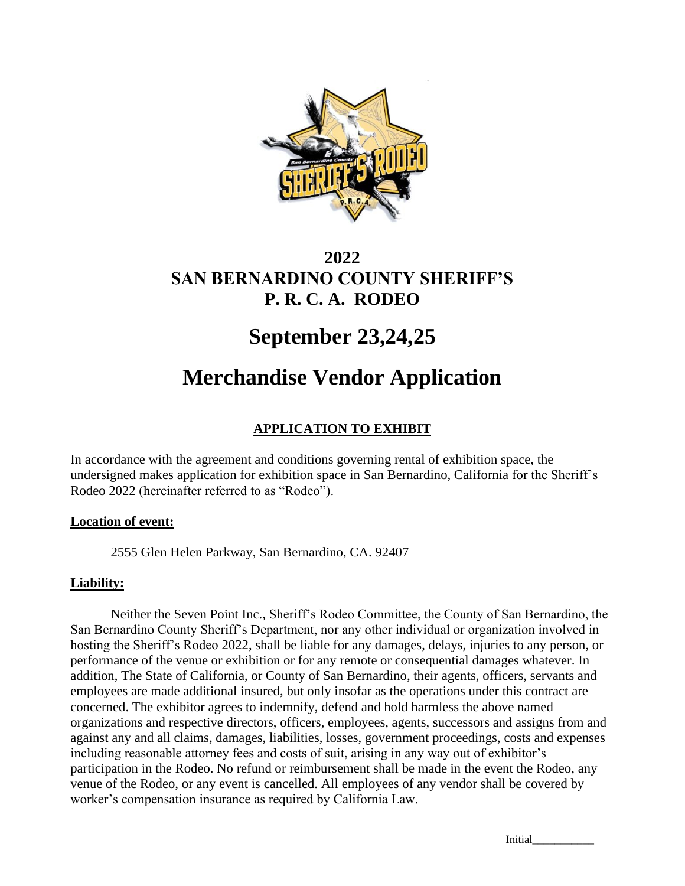# 2022
# SAN BERNARDINO COUNTY SHERIFF'S
# P. R. C. A. RODEO

# September 23,24,25

# Merchandise Vendor Application

## APPLICATION TO EXHIBIT

In accordance with the agreement and conditions governing rental of exhibition space, the undersigned makes application for exhibition space in San Bernardino, California for the Sheriff's Rodeo 2022 (hereinafter referred to as "Rodeo").

**Location of event:**

2555 Glen Helen Parkway, San Bernardino, CA. 92407

**Liability:**

Neither the Seven Point Inc., Sheriff's Rodeo Committee, the County of San Bernardino, the San Bernardino County Sheriff's Department, nor any other individual or organization involved in hosting the Sheriff's Rodeo 2022, shall be liable for any damages, delays, injuries to any person, or performance of the venue or exhibition or for any remote or consequential damages whatever. In addition, The State of California, or County of San Bernardino, their agents, officers, servants and employees are made additional insured, but only insofar as the operations under this contract are concerned. The exhibitor agrees to indemnify, defend and hold harmless the above named organizations and respective directors, officers, employees, agents, successors and assigns from and against any and all claims, damages, liabilities, losses, government proceedings, costs and expenses including reasonable attorney fees and costs of suit, arising in any way out of exhibitor's participation in the Rodeo. No refund or reimbursement shall be made in the event the Rodeo, any venue of the Rodeo, or any event is cancelled. All employees of any vendor shall be covered by worker's compensation insurance as required by California Law.

Initial___________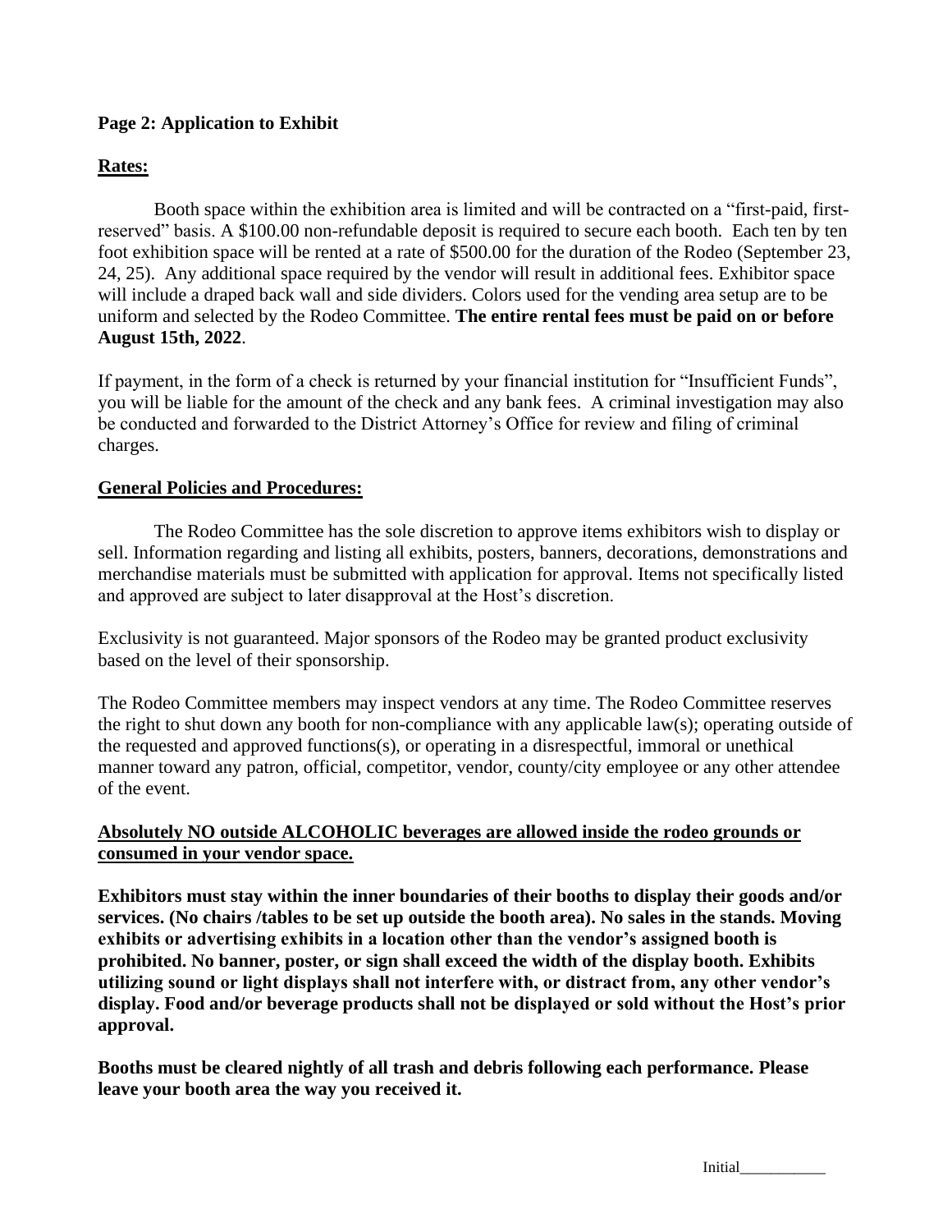**Page 2: Application to Exhibit**

**Rates:**

Booth space within the exhibition area is limited and will be contracted on a "first-paid, first-reserved" basis. A $100.00 non-refundable deposit is required to secure each booth. Each ten by ten foot exhibition space will be rented at a rate of $500.00 for the duration of the Rodeo (September 23, 24, 25). Any additional space required by the vendor will result in additional fees. Exhibitor space will include a draped back wall and side dividers. Colors used for the vending area setup are to be uniform and selected by the Rodeo Committee. **The entire rental fees must be paid on or before August 15th, 2022**.

If payment, in the form of a check is returned by your financial institution for "Insufficient Funds", you will be liable for the amount of the check and any bank fees. A criminal investigation may also be conducted and forwarded to the District Attorney's Office for review and filing of criminal charges.

**General Policies and Procedures:**

The Rodeo Committee has the sole discretion to approve items exhibitors wish to display or sell. Information regarding and listing all exhibits, posters, banners, decorations, demonstrations and merchandise materials must be submitted with application for approval. Items not specifically listed and approved are subject to later disapproval at the Host's discretion.

Exclusivity is not guaranteed. Major sponsors of the Rodeo may be granted product exclusivity based on the level of their sponsorship.

The Rodeo Committee members may inspect vendors at any time. The Rodeo Committee reserves the right to shut down any booth for non-compliance with any applicable law(s); operating outside of the requested and approved functions(s), or operating in a disrespectful, immoral or unethical manner toward any patron, official, competitor, vendor, county/city employee or any other attendee of the event.

**Absolutely NO outside ALCOHOLIC beverages are allowed inside the rodeo grounds or consumed in your vendor space.**

**Exhibitors must stay within the inner boundaries of their booths to display their goods and/or services. (No chairs /tables to be set up outside the booth area). No sales in the stands. Moving exhibits or advertising exhibits in a location other than the vendor's assigned booth is prohibited. No banner, poster, or sign shall exceed the width of the display booth. Exhibits utilizing sound or light displays shall not interfere with, or distract from, any other vendor's display. Food and/or beverage products shall not be displayed or sold without the Host's prior approval.**

**Booths must be cleared nightly of all trash and debris following each performance. Please leave your booth area the way you received it.**

Initial___________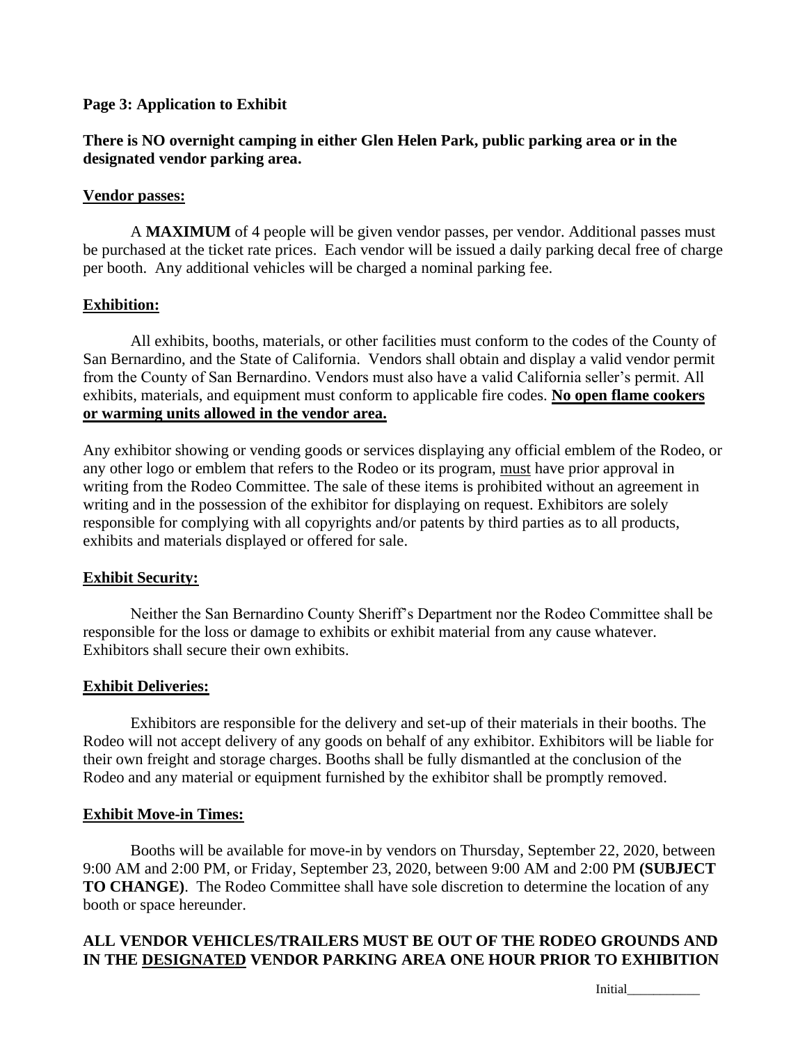**Page 3: Application to Exhibit**

**There is NO overnight camping in either Glen Helen Park, public parking area or in the designated vendor parking area.**

**<u>Vendor passes:</u>**

A **MAXIMUM** of 4 people will be given vendor passes, per vendor. Additional passes must be purchased at the ticket rate prices. Each vendor will be issued a daily parking decal free of charge per booth. Any additional vehicles will be charged a nominal parking fee.

**<u>Exhibition:</u>**

All exhibits, booths, materials, or other facilities must conform to the codes of the County of San Bernardino, and the State of California. Vendors shall obtain and display a valid vendor permit from the County of San Bernardino. Vendors must also have a valid California seller's permit. All exhibits, materials, and equipment must conform to applicable fire codes. **<u>No open flame cookers or warming units allowed in the vendor area.</u>**

Any exhibitor showing or vending goods or services displaying any official emblem of the Rodeo, or any other logo or emblem that refers to the Rodeo or its program, <u>must</u> have prior approval in writing from the Rodeo Committee. The sale of these items is prohibited without an agreement in writing and in the possession of the exhibitor for displaying on request. Exhibitors are solely responsible for complying with all copyrights and/or patents by third parties as to all products, exhibits and materials displayed or offered for sale.

**<u>Exhibit Security:</u>**

Neither the San Bernardino County Sheriff's Department nor the Rodeo Committee shall be responsible for the loss or damage to exhibits or exhibit material from any cause whatever. Exhibitors shall secure their own exhibits.

**<u>Exhibit Deliveries:</u>**

Exhibitors are responsible for the delivery and set-up of their materials in their booths. The Rodeo will not accept delivery of any goods on behalf of any exhibitor. Exhibitors will be liable for their own freight and storage charges. Booths shall be fully dismantled at the conclusion of the Rodeo and any material or equipment furnished by the exhibitor shall be promptly removed.

**<u>Exhibit Move-in Times:</u>**

Booths will be available for move-in by vendors on Thursday, September 22, 2020, between 9:00 AM and 2:00 PM, or Friday, September 23, 2020, between 9:00 AM and 2:00 PM **(SUBJECT TO CHANGE)**. The Rodeo Committee shall have sole discretion to determine the location of any booth or space hereunder.

**ALL VENDOR VEHICLES/TRAILERS MUST BE OUT OF THE RODEO GROUNDS AND IN THE <u>DESIGNATED</u> VENDOR PARKING AREA ONE HOUR PRIOR TO EXHIBITION**

Initial___________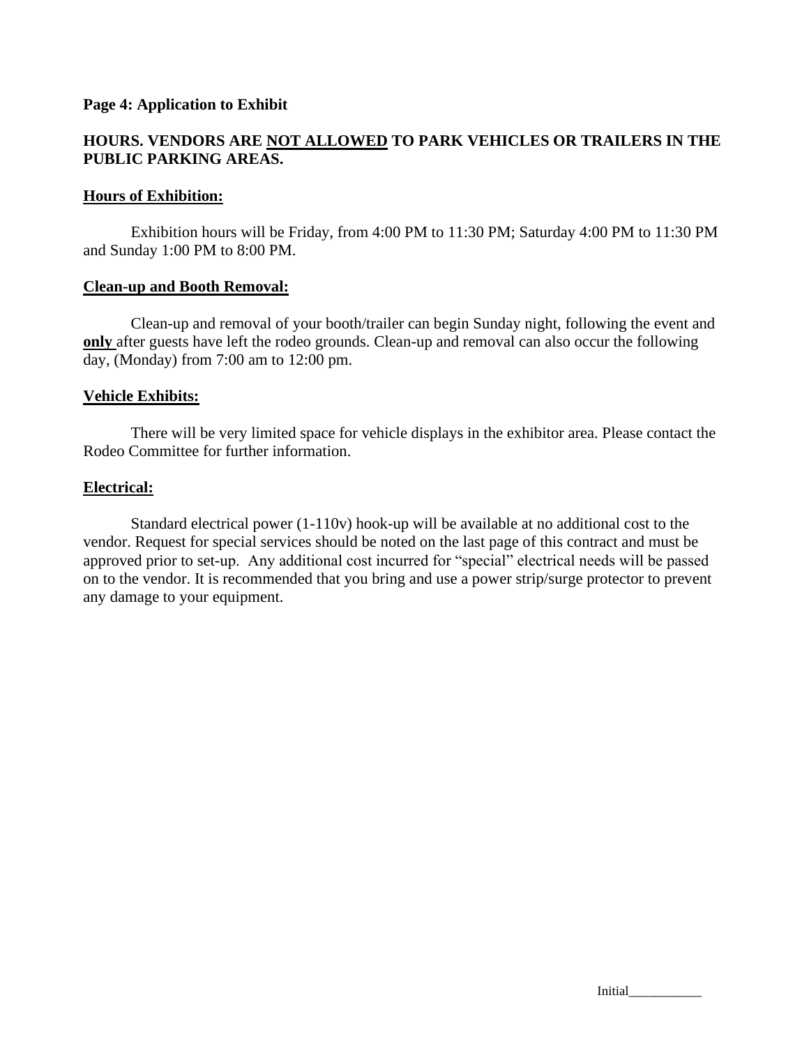**Page 4: Application to Exhibit**

**HOURS. VENDORS ARE <u>NOT ALLOWED</u> TO PARK VEHICLES OR TRAILERS IN THE PUBLIC PARKING AREAS.**

**<u>Hours of Exhibition:</u>**

Exhibition hours will be Friday, from 4:00 PM to 11:30 PM; Saturday 4:00 PM to 11:30 PM and Sunday 1:00 PM to 8:00 PM.

**<u>Clean-up and Booth Removal:</u>**

Clean-up and removal of your booth/trailer can begin Sunday night, following the event and **<u>only</u>** after guests have left the rodeo grounds. Clean-up and removal can also occur the following day, (Monday) from 7:00 am to 12:00 pm.

**<u>Vehicle Exhibits:</u>**

There will be very limited space for vehicle displays in the exhibitor area. Please contact the Rodeo Committee for further information.

**<u>Electrical:</u>**

Standard electrical power (1-110v) hook-up will be available at no additional cost to the vendor. Request for special services should be noted on the last page of this contract and must be approved prior to set-up. Any additional cost incurred for "special" electrical needs will be passed on to the vendor. It is recommended that you bring and use a power strip/surge protector to prevent any damage to your equipment.

Initial___________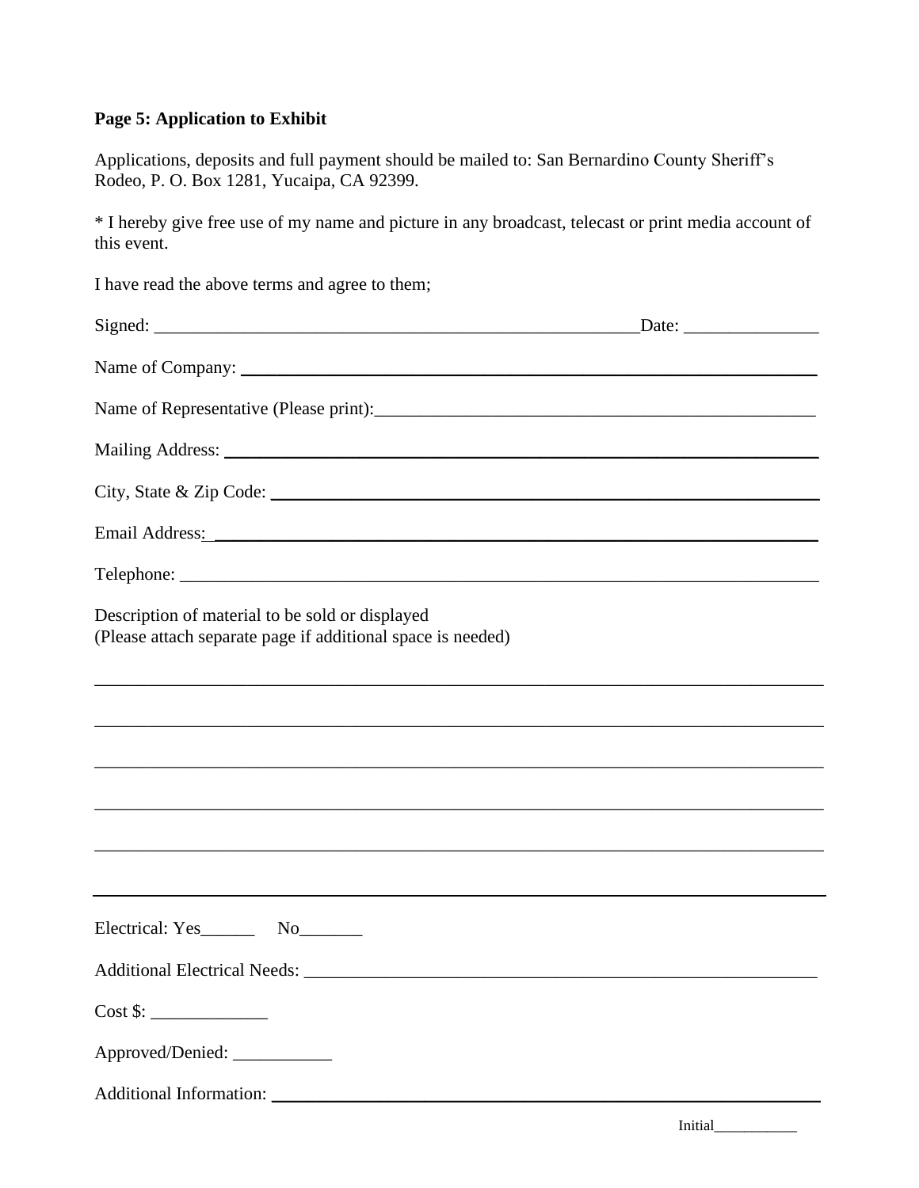**Page 5: Application to Exhibit**

Applications, deposits and full payment should be mailed to: San Bernardino County Sheriff's Rodeo, P. O. Box 1281, Yucaipa, CA 92399.

* I hereby give free use of my name and picture in any broadcast, telecast or print media account of this event.

I have read the above terms and agree to them;

Signed: _______________________________________________________Date: _______________

Name of Company: ________________________________________________________________

Name of Representative (Please print):__________________________________________________

Mailing Address: _________________________________________________________________

City, State & Zip Code: ____________________________________________________________

Email Address: ___________________________________________________________________

Telephone: _______________________________________________________________________

Description of material to be sold or displayed
(Please attach separate page if additional space is needed)

_____________________________________________________________________________________

_____________________________________________________________________________________

_____________________________________________________________________________________

_____________________________________________________________________________________

_____________________________________________________________________________________

_____________________________________________________________________________________

Electrical: Yes______ No_______

Additional Electrical Needs: __________________________________________________________

Cost $: _____________

Approved/Denied: ___________

Additional Information: _____________________________________________________________

Initial___________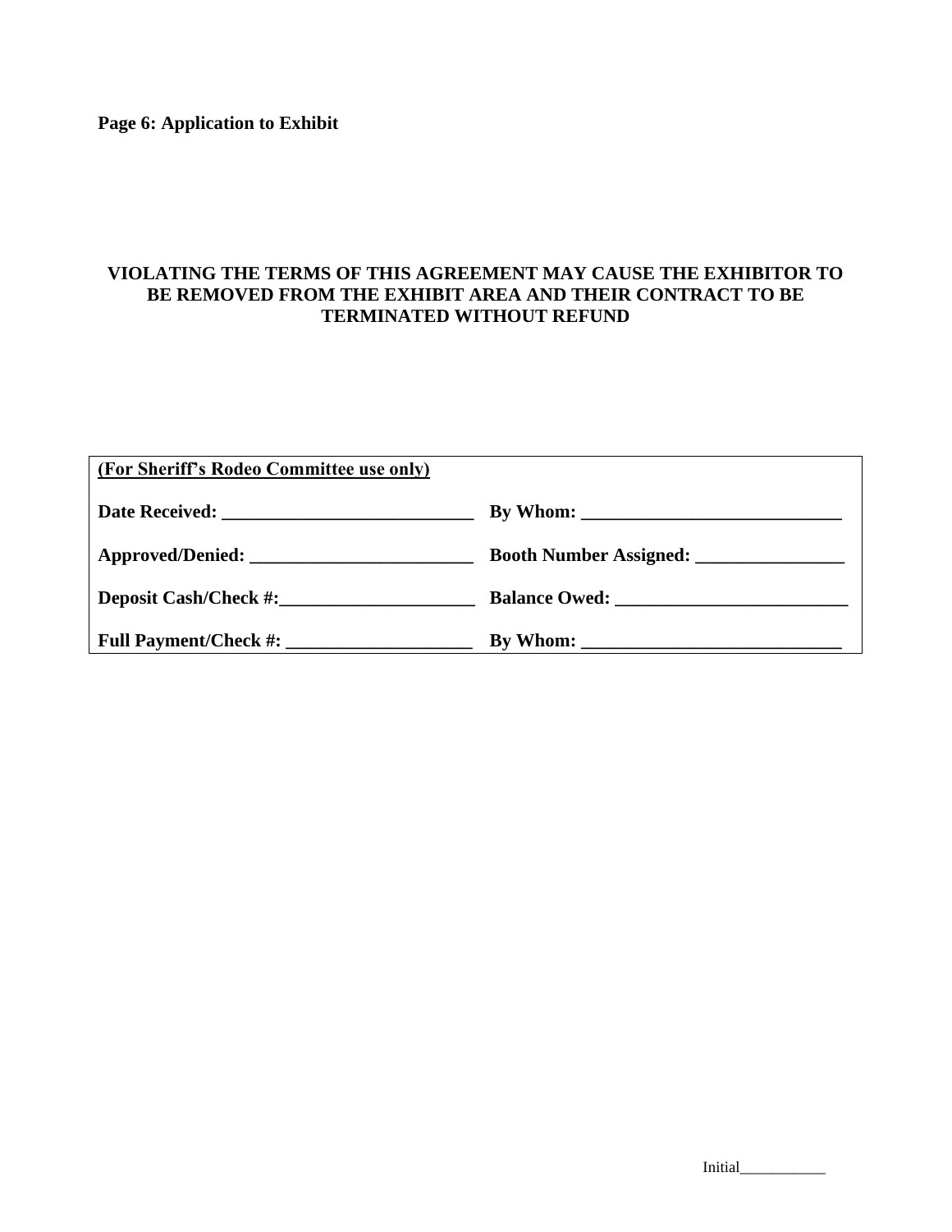**Page 6: Application to Exhibit**

**VIOLATING THE TERMS OF THIS AGREEMENT MAY CAUSE THE EXHIBITOR TO BE REMOVED FROM THE EXHIBIT AREA AND THEIR CONTRACT TO BE TERMINATED WITHOUT REFUND**

| | |
|---|---|
| **(For Sheriff's Rodeo Committee use only)** | |
| **Date Received: ___________________________** | **By Whom: ____________________________** |
| **Approved/Denied: ________________________** | **Booth Number Assigned: ________________** |
| **Deposit Cash/Check #:_____________________** | **Balance Owed: _________________________** |
| **Full Payment/Check #: ____________________** | **By Whom: ____________________________** |

Initial___________